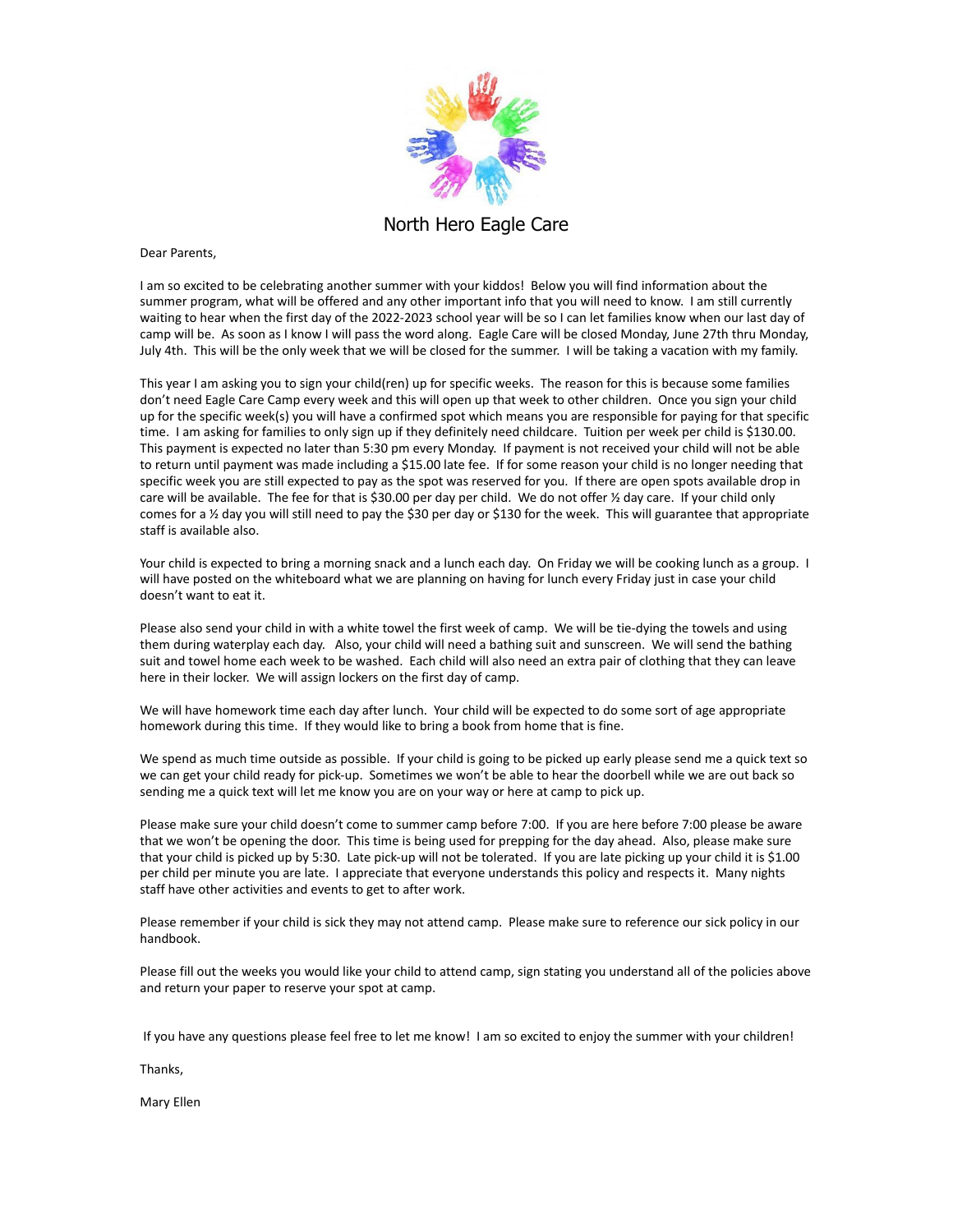# North Hero Eagle Care

Dear Parents,

I am so excited to be celebrating another summer with your kiddos! Below you will find information about the summer program, what will be offered and any other important info that you will need to know. I am still currently waiting to hear when the first day of the 2022-2023 school year will be so I can let families know when our last day of camp will be. As soon as I know I will pass the word along. Eagle Care will be closed Monday, June 27th thru Monday, July 4th. This will be the only week that we will be closed for the summer. I will be taking a vacation with my family.

This year I am asking you to sign your child(ren) up for specific weeks. The reason for this is because some families don't need Eagle Care Camp every week and this will open up that week to other children. Once you sign your child up for the specific week(s) you will have a confirmed spot which means you are responsible for paying for that specific time. I am asking for families to only sign up if they definitely need childcare. Tuition per week per child is $130.00. This payment is expected no later than 5:30 pm every Monday. If payment is not received your child will not be able to return until payment was made including a $15.00 late fee. If for some reason your child is no longer needing that specific week you are still expected to pay as the spot was reserved for you. If there are open spots available drop in care will be available. The fee for that is $30.00 per day per child. We do not offer ½ day care. If your child only comes for a ½ day you will still need to pay the $30 per day or $130 for the week. This will guarantee that appropriate staff is available also.

Your child is expected to bring a morning snack and a lunch each day. On Friday we will be cooking lunch as a group. I will have posted on the whiteboard what we are planning on having for lunch every Friday just in case your child doesn't want to eat it.

Please also send your child in with a white towel the first week of camp. We will be tie-dying the towels and using them during waterplay each day. Also, your child will need a bathing suit and sunscreen. We will send the bathing suit and towel home each week to be washed. Each child will also need an extra pair of clothing that they can leave here in their locker. We will assign lockers on the first day of camp.

We will have homework time each day after lunch. Your child will be expected to do some sort of age appropriate homework during this time. If they would like to bring a book from home that is fine.

We spend as much time outside as possible. If your child is going to be picked up early please send me a quick text so we can get your child ready for pick-up. Sometimes we won't be able to hear the doorbell while we are out back so sending me a quick text will let me know you are on your way or here at camp to pick up.

Please make sure your child doesn't come to summer camp before 7:00. If you are here before 7:00 please be aware that we won't be opening the door. This time is being used for prepping for the day ahead. Also, please make sure that your child is picked up by 5:30. Late pick-up will not be tolerated. If you are late picking up your child it is $1.00 per child per minute you are late. I appreciate that everyone understands this policy and respects it. Many nights staff have other activities and events to get to after work.

Please remember if your child is sick they may not attend camp. Please make sure to reference our sick policy in our handbook.

Please fill out the weeks you would like your child to attend camp, sign stating you understand all of the policies above and return your paper to reserve your spot at camp.

If you have any questions please feel free to let me know! I am so excited to enjoy the summer with your children!

Thanks,

Mary Ellen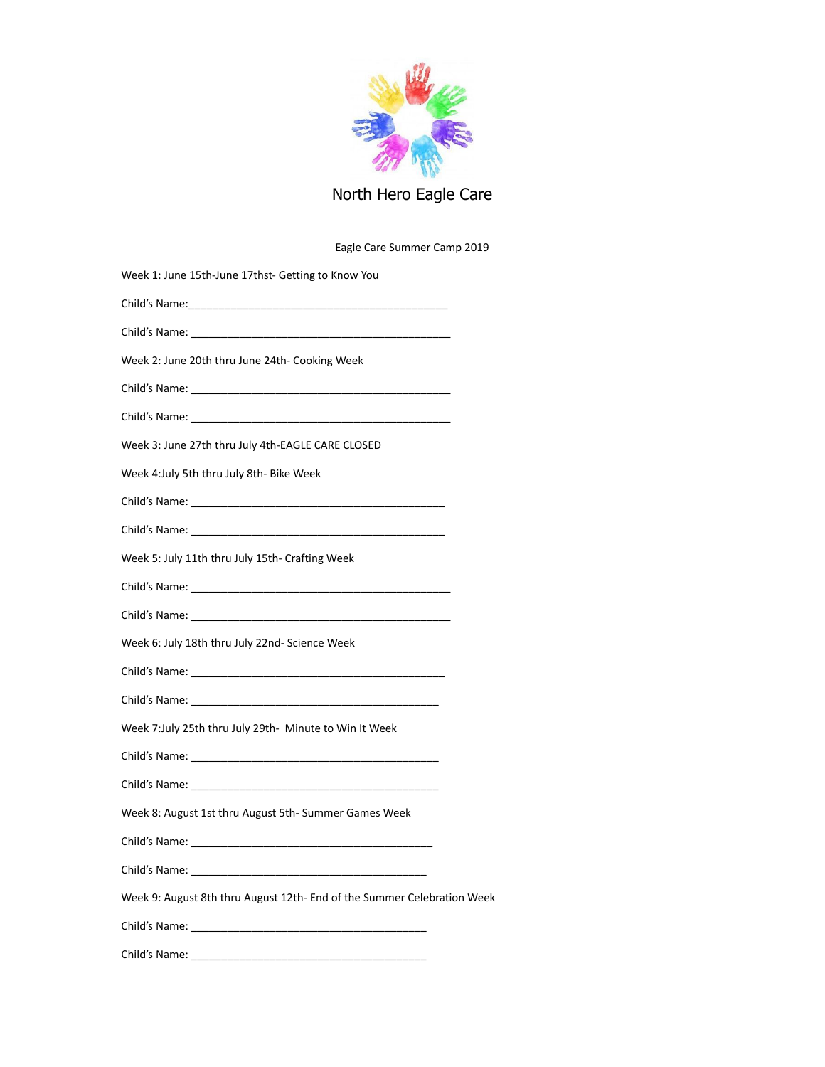# North Hero Eagle Care

Eagle Care Summer Camp 2019

Week 1: June 15th-June 17thst- Getting to Know You

Child's Name:____________________________________________

Child's Name: ____________________________________________

Week 2: June 20th thru June 24th- Cooking Week

Child's Name: ____________________________________________

Child's Name: ____________________________________________

Week 3: June 27th thru July 4th-EAGLE CARE CLOSED

Week 4:July 5th thru July 8th- Bike Week

Child's Name: ___________________________________________

Child's Name: ___________________________________________

Week 5: July 11th thru July 15th- Crafting Week

Child's Name: ____________________________________________

Child's Name: ____________________________________________

Week 6: July 18th thru July 22nd- Science Week

Child's Name: ___________________________________________

Child's Name: __________________________________________

Week 7:July 25th thru July 29th- Minute to Win It Week

Child's Name: __________________________________________

Child's Name: __________________________________________

Week 8: August 1st thru August 5th- Summer Games Week

Child's Name: _________________________________________

Child's Name: ________________________________________

Week 9: August 8th thru August 12th- End of the Summer Celebration Week

Child's Name: ________________________________________

Child's Name: ________________________________________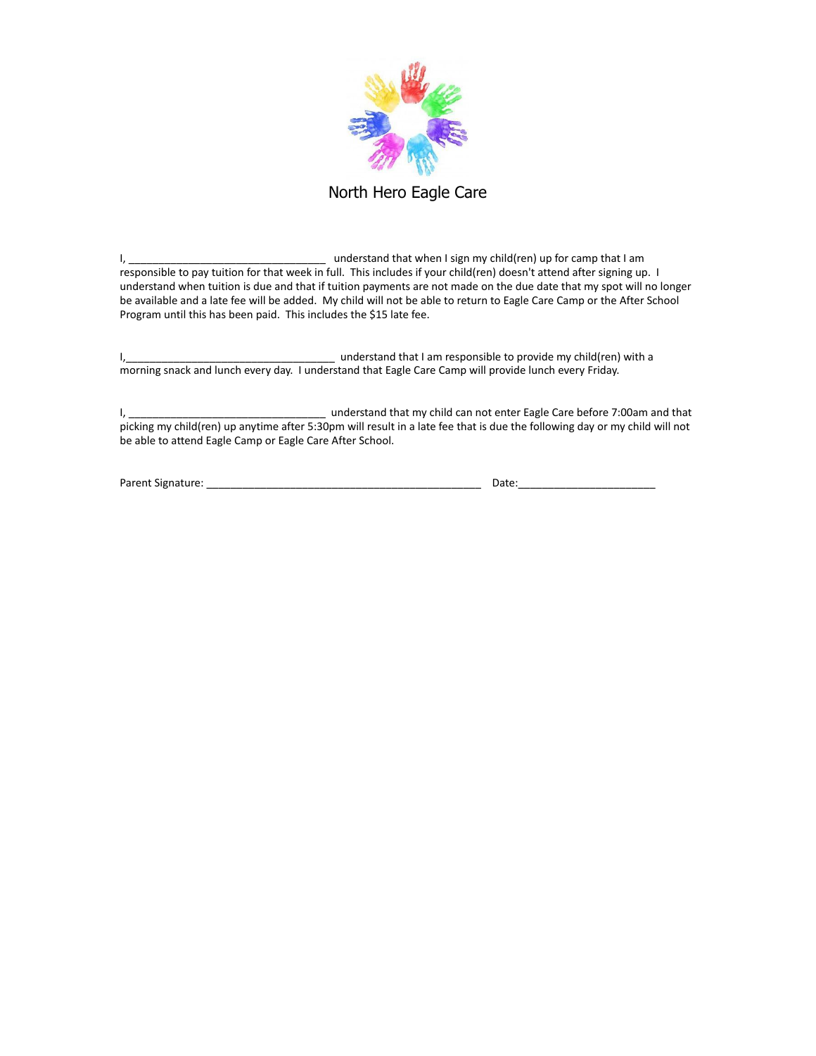# North Hero Eagle Care

I, ________________________________ understand that when I sign my child(ren) up for camp that I am responsible to pay tuition for that week in full. This includes if your child(ren) doesn't attend after signing up. I understand when tuition is due and that if tuition payments are not made on the due date that my spot will no longer be available and a late fee will be added. My child will not be able to return to Eagle Care Camp or the After School Program until this has been paid. This includes the $15 late fee.

I,__________________________________ understand that I am responsible to provide my child(ren) with a morning snack and lunch every day. I understand that Eagle Care Camp will provide lunch every Friday.

I, ________________________________ understand that my child can not enter Eagle Care before 7:00am and that picking my child(ren) up anytime after 5:30pm will result in a late fee that is due the following day or my child will not be able to attend Eagle Camp or Eagle Care After School.

Parent Signature: _____________________________________________ Date:______________________